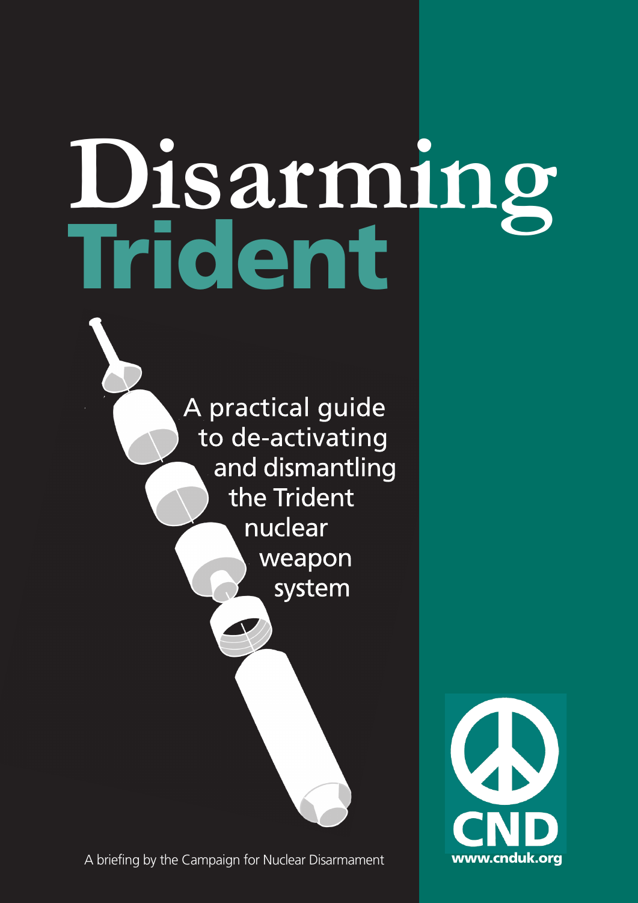# Disarming Trident

A practical guide to de-activating and dismantling the Trident nuclear weapon system

A briefing by the Campaign for Nuclear Disarmament

CND

www.cnduk.org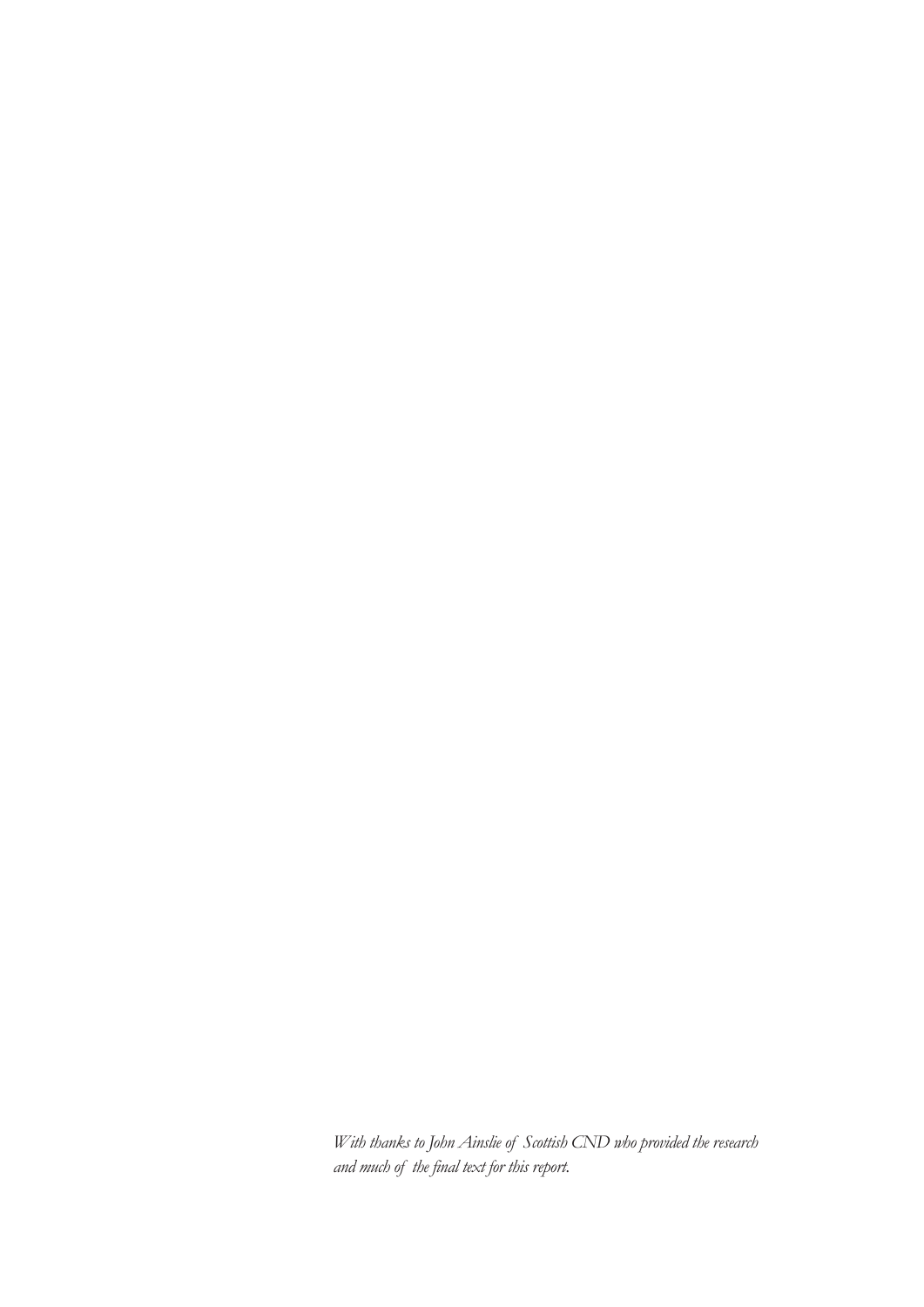*With thanks to John Ainslie of Scottish CND who provided the research and much of the final text for this report.*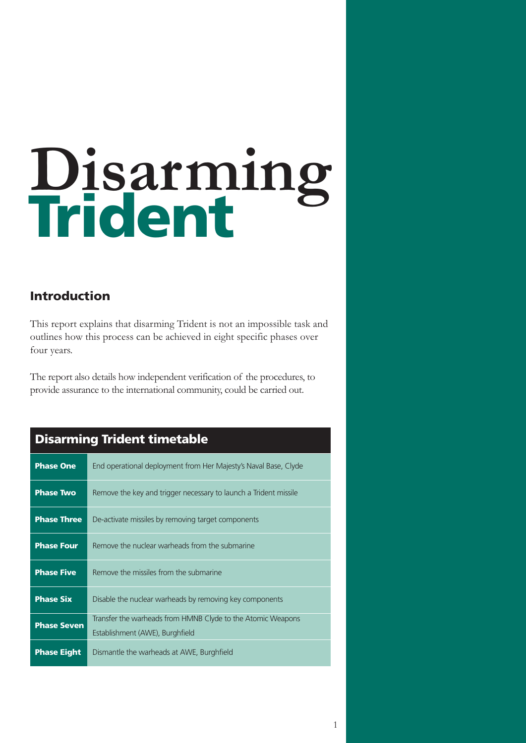# Disarming Trident

## Introduction

This report explains that disarming Trident is not an impossible task and outlines how this process can be achieved in eight specific phases over four years.

The report also details how independent verification of the procedures, to provide assurance to the international community, could be carried out.

| Disarming Trident timetable | |
|---|---|
| **Phase One** | End operational deployment from Her Majesty's Naval Base, Clyde |
| **Phase Two** | Remove the key and trigger necessary to launch a Trident missile |
| **Phase Three** | De-activate missiles by removing target components |
| **Phase Four** | Remove the nuclear warheads from the submarine |
| **Phase Five** | Remove the missiles from the submarine |
| **Phase Six** | Disable the nuclear warheads by removing key components |
| **Phase Seven** | Transfer the warheads from HMNB Clyde to the Atomic Weapons Establishment (AWE), Burghfield |
| **Phase Eight** | Dismantle the warheads at AWE, Burghfield |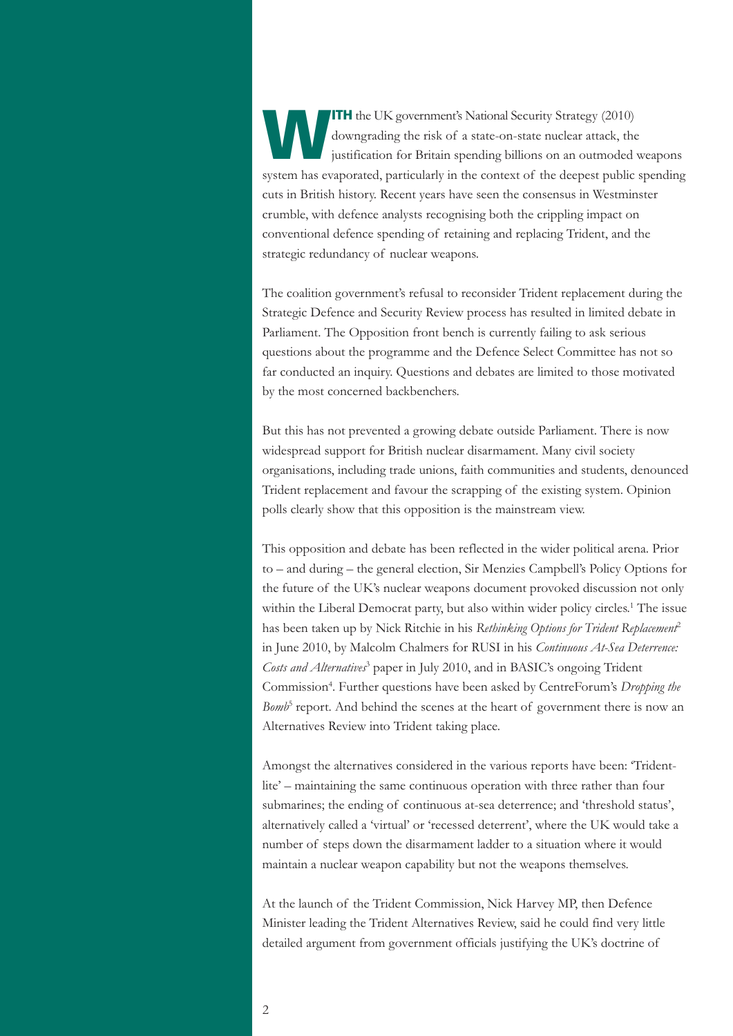WITH the UK government's National Security Strategy (2010) downgrading the risk of a state-on-state nuclear attack, the justification for Britain spending billions on an outmoded weapons system has evaporated, particularly in the context of the deepest public spending cuts in British history. Recent years have seen the consensus in Westminster crumble, with defence analysts recognising both the crippling impact on conventional defence spending of retaining and replacing Trident, and the strategic redundancy of nuclear weapons.

The coalition government's refusal to reconsider Trident replacement during the Strategic Defence and Security Review process has resulted in limited debate in Parliament. The Opposition front bench is currently failing to ask serious questions about the programme and the Defence Select Committee has not so far conducted an inquiry. Questions and debates are limited to those motivated by the most concerned backbenchers.

But this has not prevented a growing debate outside Parliament. There is now widespread support for British nuclear disarmament. Many civil society organisations, including trade unions, faith communities and students, denounced Trident replacement and favour the scrapping of the existing system. Opinion polls clearly show that this opposition is the mainstream view.

This opposition and debate has been reflected in the wider political arena. Prior to – and during – the general election, Sir Menzies Campbell's Policy Options for the future of the UK's nuclear weapons document provoked discussion not only within the Liberal Democrat party, but also within wider policy circles.[1] The issue has been taken up by Nick Ritchie in his *Rethinking Options for Trident Replacement*[2] in June 2010, by Malcolm Chalmers for RUSI in his *Continuous At-Sea Deterrence: Costs and Alternatives*[3] paper in July 2010, and in BASIC's ongoing Trident Commission[4]. Further questions have been asked by CentreForum's *Dropping the Bomb*[5] report. And behind the scenes at the heart of government there is now an Alternatives Review into Trident taking place.

Amongst the alternatives considered in the various reports have been: 'Trident-lite' – maintaining the same continuous operation with three rather than four submarines; the ending of continuous at-sea deterrence; and 'threshold status', alternatively called a 'virtual' or 'recessed deterrent', where the UK would take a number of steps down the disarmament ladder to a situation where it would maintain a nuclear weapon capability but not the weapons themselves.

At the launch of the Trident Commission, Nick Harvey MP, then Defence Minister leading the Trident Alternatives Review, said he could find very little detailed argument from government officials justifying the UK's doctrine of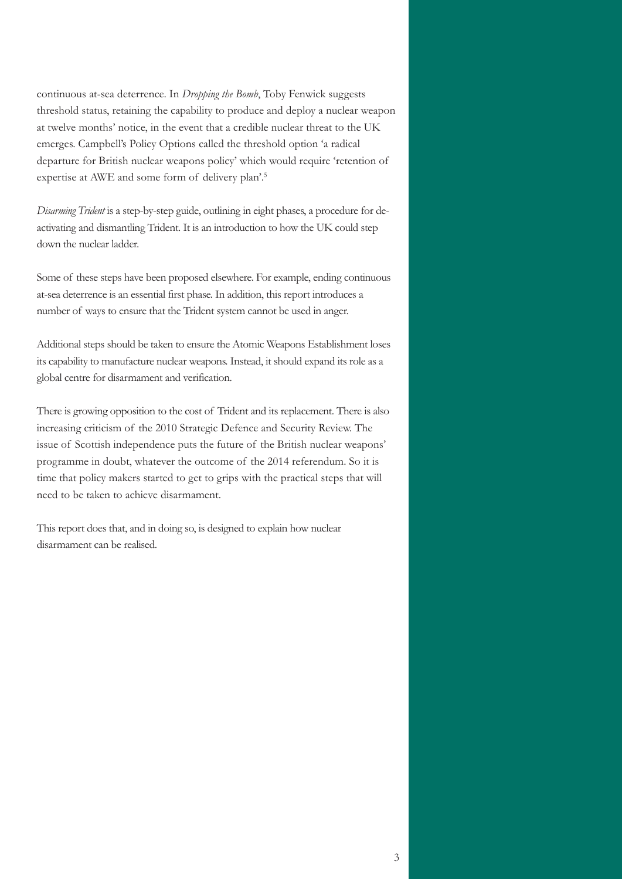continuous at-sea deterrence. In *Dropping the Bomb*, Toby Fenwick suggests threshold status, retaining the capability to produce and deploy a nuclear weapon at twelve months' notice, in the event that a credible nuclear threat to the UK emerges. Campbell's Policy Options called the threshold option 'a radical departure for British nuclear weapons policy' which would require 'retention of expertise at AWE and some form of delivery plan'.[5]

*Disarming Trident* is a step-by-step guide, outlining in eight phases, a procedure for de-activating and dismantling Trident. It is an introduction to how the UK could step down the nuclear ladder.

Some of these steps have been proposed elsewhere. For example, ending continuous at-sea deterrence is an essential first phase. In addition, this report introduces a number of ways to ensure that the Trident system cannot be used in anger.

Additional steps should be taken to ensure the Atomic Weapons Establishment loses its capability to manufacture nuclear weapons. Instead, it should expand its role as a global centre for disarmament and verification.

There is growing opposition to the cost of Trident and its replacement. There is also increasing criticism of the 2010 Strategic Defence and Security Review. The issue of Scottish independence puts the future of the British nuclear weapons' programme in doubt, whatever the outcome of the 2014 referendum. So it is time that policy makers started to get to grips with the practical steps that will need to be taken to achieve disarmament.

This report does that, and in doing so, is designed to explain how nuclear disarmament can be realised.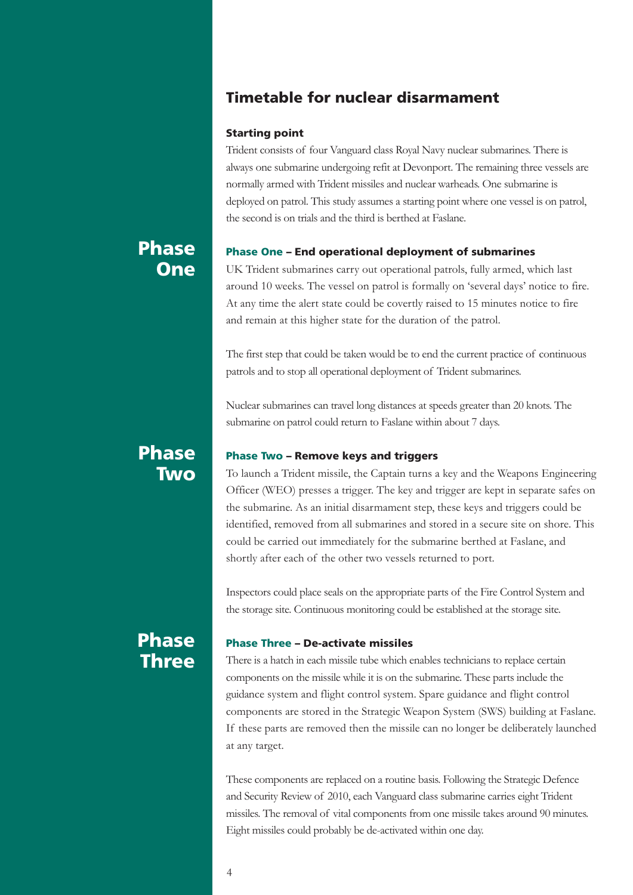## Timetable for nuclear disarmament

### Starting point

Trident consists of four Vanguard class Royal Navy nuclear submarines. There is always one submarine undergoing refit at Devonport. The remaining three vessels are normally armed with Trident missiles and nuclear warheads. One submarine is deployed on patrol. This study assumes a starting point where one vessel is on patrol, the second is on trials and the third is berthed at Faslane.

## Phase One

### Phase One – End operational deployment of submarines

UK Trident submarines carry out operational patrols, fully armed, which last around 10 weeks. The vessel on patrol is formally on 'several days' notice to fire. At any time the alert state could be covertly raised to 15 minutes notice to fire and remain at this higher state for the duration of the patrol.

The first step that could be taken would be to end the current practice of continuous patrols and to stop all operational deployment of Trident submarines.

Nuclear submarines can travel long distances at speeds greater than 20 knots. The submarine on patrol could return to Faslane within about 7 days.

## Phase Two

### Phase Two – Remove keys and triggers

To launch a Trident missile, the Captain turns a key and the Weapons Engineering Officer (WEO) presses a trigger. The key and trigger are kept in separate safes on the submarine. As an initial disarmament step, these keys and triggers could be identified, removed from all submarines and stored in a secure site on shore. This could be carried out immediately for the submarine berthed at Faslane, and shortly after each of the other two vessels returned to port.

Inspectors could place seals on the appropriate parts of the Fire Control System and the storage site. Continuous monitoring could be established at the storage site.

## Phase Three

### Phase Three – De-activate missiles

There is a hatch in each missile tube which enables technicians to replace certain components on the missile while it is on the submarine. These parts include the guidance system and flight control system. Spare guidance and flight control components are stored in the Strategic Weapon System (SWS) building at Faslane. If these parts are removed then the missile can no longer be deliberately launched at any target.

These components are replaced on a routine basis. Following the Strategic Defence and Security Review of 2010, each Vanguard class submarine carries eight Trident missiles. The removal of vital components from one missile takes around 90 minutes. Eight missiles could probably be de-activated within one day.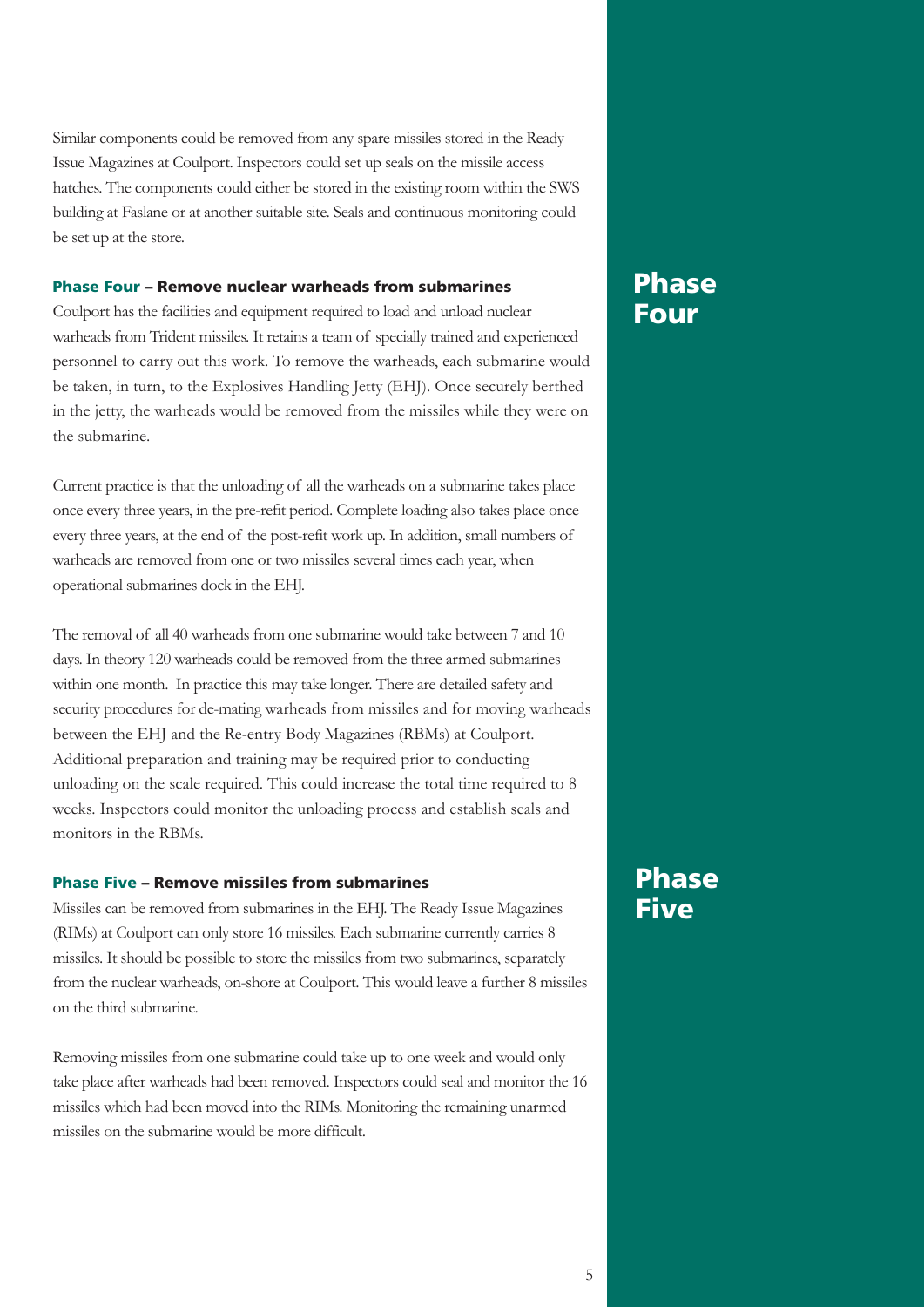Similar components could be removed from any spare missiles stored in the Ready Issue Magazines at Coulport. Inspectors could set up seals on the missile access hatches. The components could either be stored in the existing room within the SWS building at Faslane or at another suitable site. Seals and continuous monitoring could be set up at the store.

### Phase Four – Remove nuclear warheads from submarines

Coulport has the facilities and equipment required to load and unload nuclear warheads from Trident missiles. It retains a team of specially trained and experienced personnel to carry out this work. To remove the warheads, each submarine would be taken, in turn, to the Explosives Handling Jetty (EHJ). Once securely berthed in the jetty, the warheads would be removed from the missiles while they were on the submarine.

Current practice is that the unloading of all the warheads on a submarine takes place once every three years, in the pre-refit period. Complete loading also takes place once every three years, at the end of the post-refit work up. In addition, small numbers of warheads are removed from one or two missiles several times each year, when operational submarines dock in the EHJ.

The removal of all 40 warheads from one submarine would take between 7 and 10 days. In theory 120 warheads could be removed from the three armed submarines within one month. In practice this may take longer. There are detailed safety and security procedures for de-mating warheads from missiles and for moving warheads between the EHJ and the Re-entry Body Magazines (RBMs) at Coulport. Additional preparation and training may be required prior to conducting unloading on the scale required. This could increase the total time required to 8 weeks. Inspectors could monitor the unloading process and establish seals and monitors in the RBMs.

### Phase Five – Remove missiles from submarines

Missiles can be removed from submarines in the EHJ. The Ready Issue Magazines (RIMs) at Coulport can only store 16 missiles. Each submarine currently carries 8 missiles. It should be possible to store the missiles from two submarines, separately from the nuclear warheads, on-shore at Coulport. This would leave a further 8 missiles on the third submarine.

Removing missiles from one submarine could take up to one week and would only take place after warheads had been removed. Inspectors could seal and monitor the 16 missiles which had been moved into the RIMs. Monitoring the remaining unarmed missiles on the submarine would be more difficult.

**Phase Four**

**Phase Five**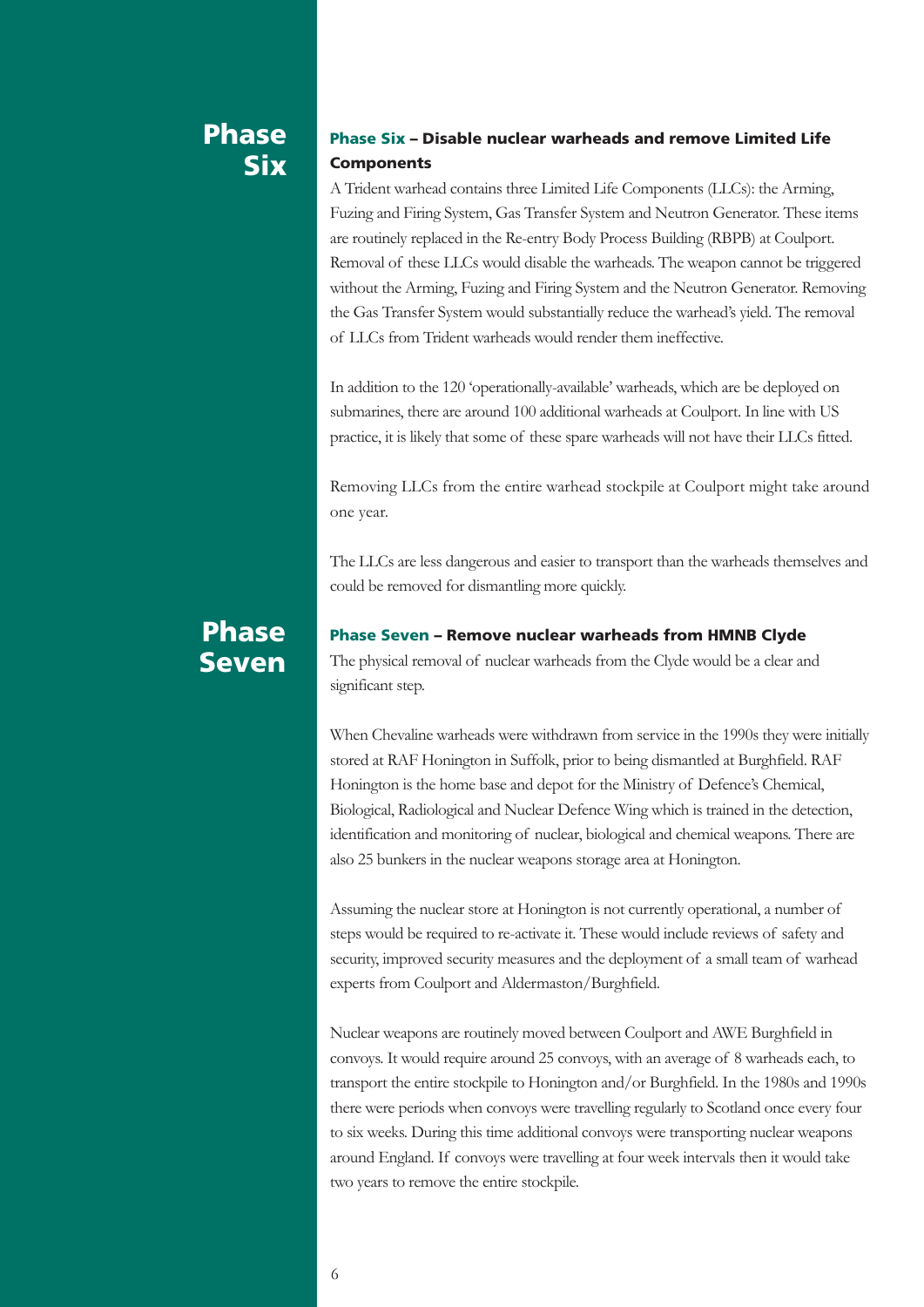# Phase Six

### Phase Six – Disable nuclear warheads and remove Limited Life Components

A Trident warhead contains three Limited Life Components (LLCs): the Arming, Fuzing and Firing System, Gas Transfer System and Neutron Generator. These items are routinely replaced in the Re-entry Body Process Building (RBPB) at Coulport. Removal of these LLCs would disable the warheads. The weapon cannot be triggered without the Arming, Fuzing and Firing System and the Neutron Generator. Removing the Gas Transfer System would substantially reduce the warhead's yield. The removal of LLCs from Trident warheads would render them ineffective.

In addition to the 120 'operationally-available' warheads, which are be deployed on submarines, there are around 100 additional warheads at Coulport. In line with US practice, it is likely that some of these spare warheads will not have their LLCs fitted.

Removing LLCs from the entire warhead stockpile at Coulport might take around one year.

The LLCs are less dangerous and easier to transport than the warheads themselves and could be removed for dismantling more quickly.

# Phase Seven

### Phase Seven – Remove nuclear warheads from HMNB Clyde

The physical removal of nuclear warheads from the Clyde would be a clear and significant step.

When Chevaline warheads were withdrawn from service in the 1990s they were initially stored at RAF Honington in Suffolk, prior to being dismantled at Burghfield. RAF Honington is the home base and depot for the Ministry of Defence's Chemical, Biological, Radiological and Nuclear Defence Wing which is trained in the detection, identification and monitoring of nuclear, biological and chemical weapons. There are also 25 bunkers in the nuclear weapons storage area at Honington.

Assuming the nuclear store at Honington is not currently operational, a number of steps would be required to re-activate it. These would include reviews of safety and security, improved security measures and the deployment of a small team of warhead experts from Coulport and Aldermaston/Burghfield.

Nuclear weapons are routinely moved between Coulport and AWE Burghfield in convoys. It would require around 25 convoys, with an average of 8 warheads each, to transport the entire stockpile to Honington and/or Burghfield. In the 1980s and 1990s there were periods when convoys were travelling regularly to Scotland once every four to six weeks. During this time additional convoys were transporting nuclear weapons around England. If convoys were travelling at four week intervals then it would take two years to remove the entire stockpile.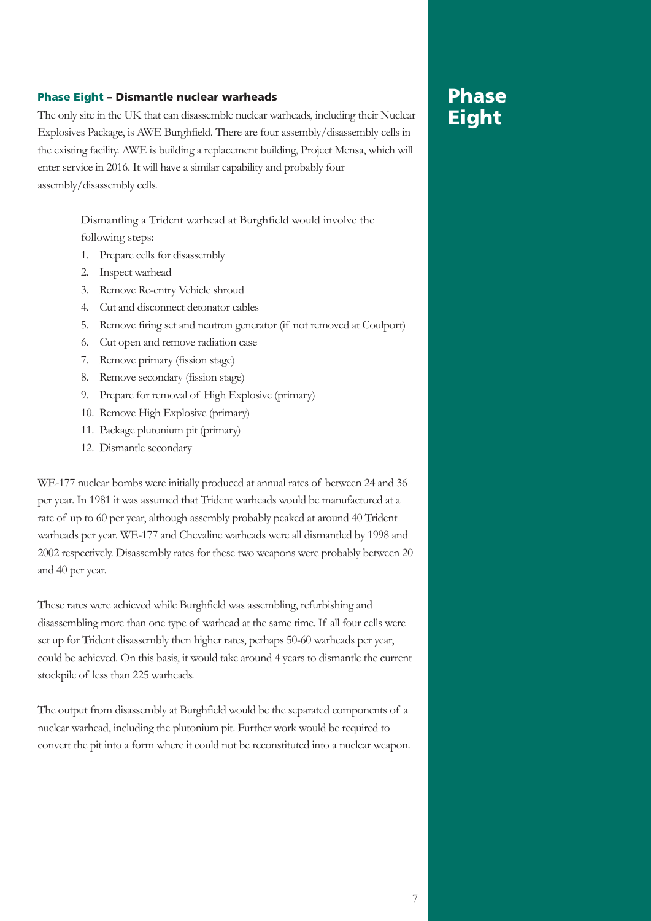# Phase Eight

## Phase Eight – Dismantle nuclear warheads

The only site in the UK that can disassemble nuclear warheads, including their Nuclear Explosives Package, is AWE Burghfield. There are four assembly/disassembly cells in the existing facility. AWE is building a replacement building, Project Mensa, which will enter service in 2016. It will have a similar capability and probably four assembly/disassembly cells.

> Dismantling a Trident warhead at Burghfield would involve the following steps:
>
> 1. Prepare cells for disassembly
> 2. Inspect warhead
> 3. Remove Re-entry Vehicle shroud
> 4. Cut and disconnect detonator cables
> 5. Remove firing set and neutron generator (if not removed at Coulport)
> 6. Cut open and remove radiation case
> 7. Remove primary (fission stage)
> 8. Remove secondary (fission stage)
> 9. Prepare for removal of High Explosive (primary)
> 10. Remove High Explosive (primary)
> 11. Package plutonium pit (primary)
> 12. Dismantle secondary

WE-177 nuclear bombs were initially produced at annual rates of between 24 and 36 per year. In 1981 it was assumed that Trident warheads would be manufactured at a rate of up to 60 per year, although assembly probably peaked at around 40 Trident warheads per year. WE-177 and Chevaline warheads were all dismantled by 1998 and 2002 respectively. Disassembly rates for these two weapons were probably between 20 and 40 per year.

These rates were achieved while Burghfield was assembling, refurbishing and disassembling more than one type of warhead at the same time. If all four cells were set up for Trident disassembly then higher rates, perhaps 50-60 warheads per year, could be achieved. On this basis, it would take around 4 years to dismantle the current stockpile of less than 225 warheads.

The output from disassembly at Burghfield would be the separated components of a nuclear warhead, including the plutonium pit. Further work would be required to convert the pit into a form where it could not be reconstituted into a nuclear weapon.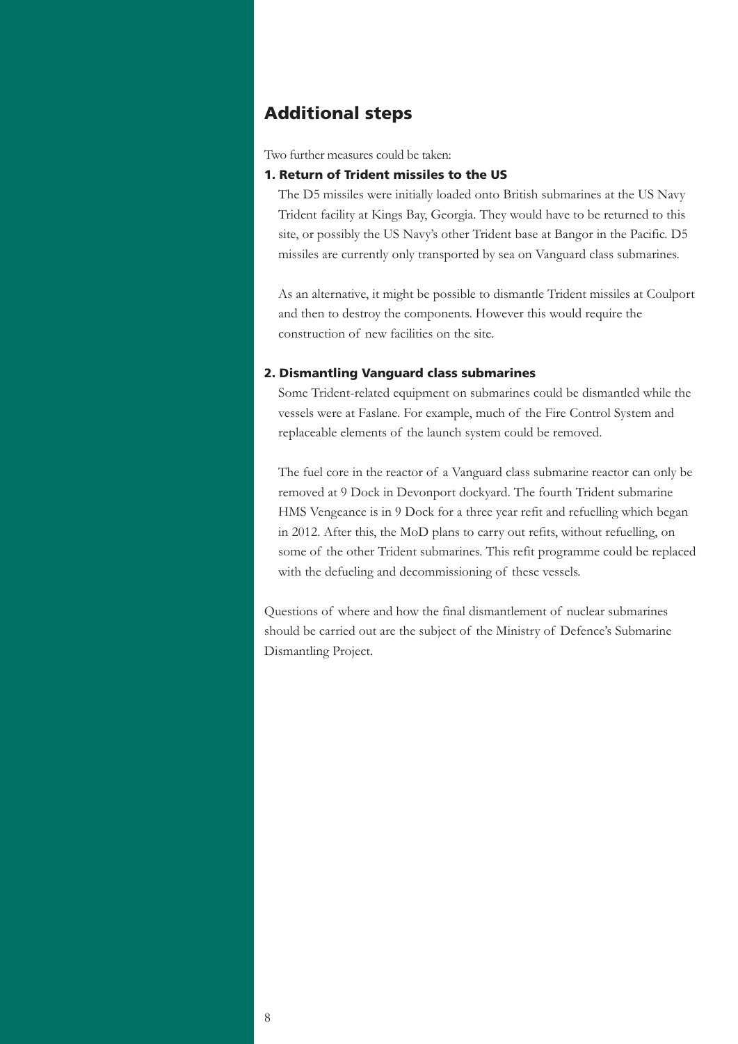## Additional steps

Two further measures could be taken:

### 1. Return of Trident missiles to the US

The D5 missiles were initially loaded onto British submarines at the US Navy Trident facility at Kings Bay, Georgia. They would have to be returned to this site, or possibly the US Navy's other Trident base at Bangor in the Pacific. D5 missiles are currently only transported by sea on Vanguard class submarines.

As an alternative, it might be possible to dismantle Trident missiles at Coulport and then to destroy the components. However this would require the construction of new facilities on the site.

### 2. Dismantling Vanguard class submarines

Some Trident-related equipment on submarines could be dismantled while the vessels were at Faslane. For example, much of the Fire Control System and replaceable elements of the launch system could be removed.

The fuel core in the reactor of a Vanguard class submarine reactor can only be removed at 9 Dock in Devonport dockyard. The fourth Trident submarine HMS Vengeance is in 9 Dock for a three year refit and refuelling which began in 2012. After this, the MoD plans to carry out refits, without refuelling, on some of the other Trident submarines. This refit programme could be replaced with the defueling and decommissioning of these vessels.

Questions of where and how the final dismantlement of nuclear submarines should be carried out are the subject of the Ministry of Defence's Submarine Dismantling Project.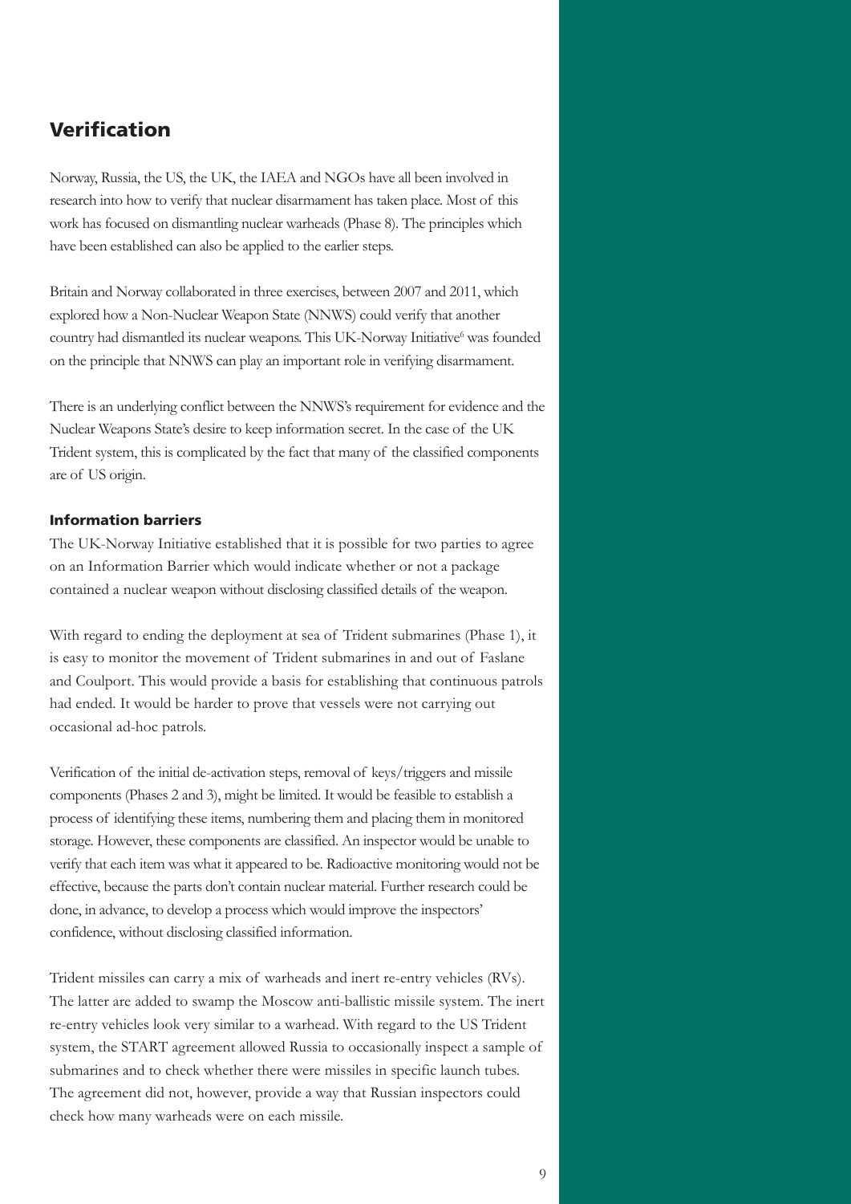## Verification

Norway, Russia, the US, the UK, the IAEA and NGOs have all been involved in research into how to verify that nuclear disarmament has taken place. Most of this work has focused on dismantling nuclear warheads (Phase 8). The principles which have been established can also be applied to the earlier steps.

Britain and Norway collaborated in three exercises, between 2007 and 2011, which explored how a Non-Nuclear Weapon State (NNWS) could verify that another country had dismantled its nuclear weapons. This UK-Norway Initiative[6] was founded on the principle that NNWS can play an important role in verifying disarmament.

There is an underlying conflict between the NNWS's requirement for evidence and the Nuclear Weapons State's desire to keep information secret. In the case of the UK Trident system, this is complicated by the fact that many of the classified components are of US origin.

### Information barriers

The UK-Norway Initiative established that it is possible for two parties to agree on an Information Barrier which would indicate whether or not a package contained a nuclear weapon without disclosing classified details of the weapon.

With regard to ending the deployment at sea of Trident submarines (Phase 1), it is easy to monitor the movement of Trident submarines in and out of Faslane and Coulport. This would provide a basis for establishing that continuous patrols had ended. It would be harder to prove that vessels were not carrying out occasional ad-hoc patrols.

Verification of the initial de-activation steps, removal of keys/triggers and missile components (Phases 2 and 3), might be limited. It would be feasible to establish a process of identifying these items, numbering them and placing them in monitored storage. However, these components are classified. An inspector would be unable to verify that each item was what it appeared to be. Radioactive monitoring would not be effective, because the parts don't contain nuclear material. Further research could be done, in advance, to develop a process which would improve the inspectors' confidence, without disclosing classified information.

Trident missiles can carry a mix of warheads and inert re-entry vehicles (RVs). The latter are added to swamp the Moscow anti-ballistic missile system. The inert re-entry vehicles look very similar to a warhead. With regard to the US Trident system, the START agreement allowed Russia to occasionally inspect a sample of submarines and to check whether there were missiles in specific launch tubes. The agreement did not, however, provide a way that Russian inspectors could check how many warheads were on each missile.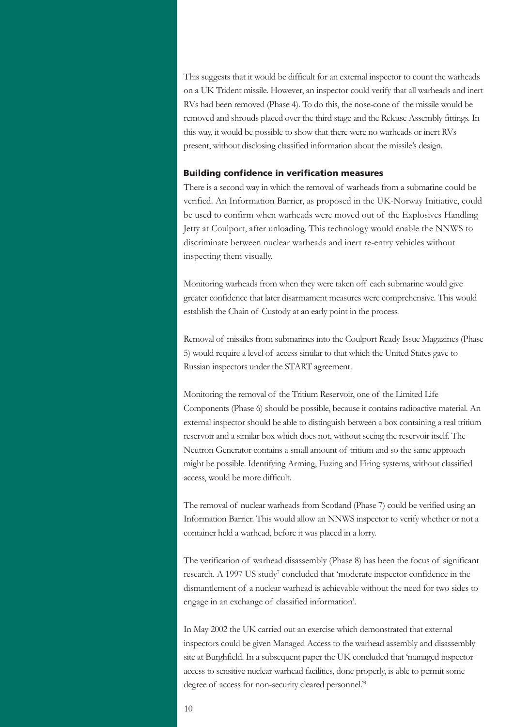This suggests that it would be difficult for an external inspector to count the warheads on a UK Trident missile. However, an inspector could verify that all warheads and inert RVs had been removed (Phase 4). To do this, the nose-cone of the missile would be removed and shrouds placed over the third stage and the Release Assembly fittings. In this way, it would be possible to show that there were no warheads or inert RVs present, without disclosing classified information about the missile's design.

## Building confidence in verification measures

There is a second way in which the removal of warheads from a submarine could be verified. An Information Barrier, as proposed in the UK-Norway Initiative, could be used to confirm when warheads were moved out of the Explosives Handling Jetty at Coulport, after unloading. This technology would enable the NNWS to discriminate between nuclear warheads and inert re-entry vehicles without inspecting them visually.

Monitoring warheads from when they were taken off each submarine would give greater confidence that later disarmament measures were comprehensive. This would establish the Chain of Custody at an early point in the process.

Removal of missiles from submarines into the Coulport Ready Issue Magazines (Phase 5) would require a level of access similar to that which the United States gave to Russian inspectors under the START agreement.

Monitoring the removal of the Tritium Reservoir, one of the Limited Life Components (Phase 6) should be possible, because it contains radioactive material. An external inspector should be able to distinguish between a box containing a real tritium reservoir and a similar box which does not, without seeing the reservoir itself. The Neutron Generator contains a small amount of tritium and so the same approach might be possible. Identifying Arming, Fuzing and Firing systems, without classified access, would be more difficult.

The removal of nuclear warheads from Scotland (Phase 7) could be verified using an Information Barrier. This would allow an NNWS inspector to verify whether or not a container held a warhead, before it was placed in a lorry.

The verification of warhead disassembly (Phase 8) has been the focus of significant research. A 1997 US study[7] concluded that 'moderate inspector confidence in the dismantlement of a nuclear warhead is achievable without the need for two sides to engage in an exchange of classified information'.

In May 2002 the UK carried out an exercise which demonstrated that external inspectors could be given Managed Access to the warhead assembly and disassembly site at Burghfield. In a subsequent paper the UK concluded that 'managed inspector access to sensitive nuclear warhead facilities, done properly, is able to permit some degree of access for non-security cleared personnel.'[8]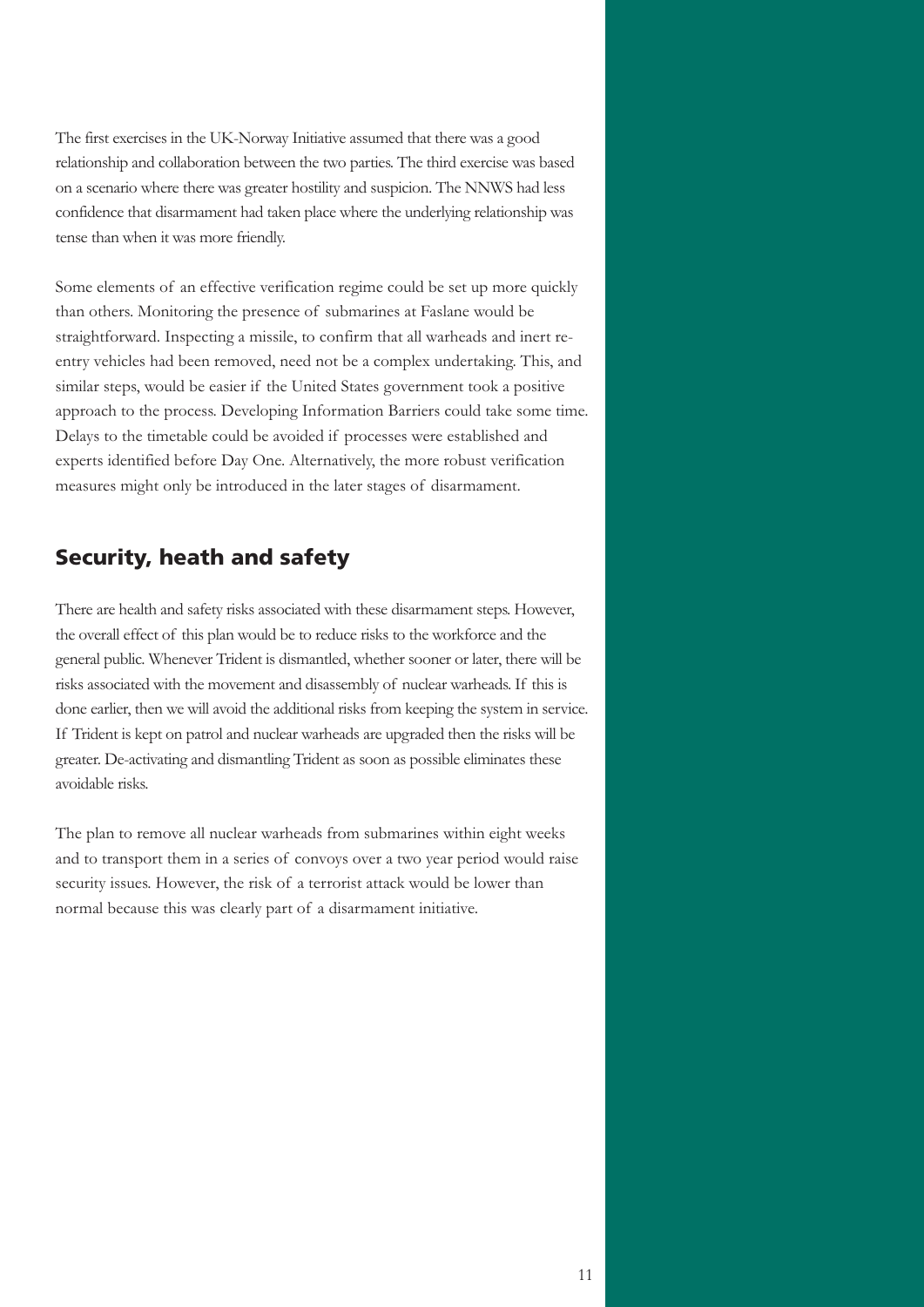The first exercises in the UK-Norway Initiative assumed that there was a good relationship and collaboration between the two parties. The third exercise was based on a scenario where there was greater hostility and suspicion. The NNWS had less confidence that disarmament had taken place where the underlying relationship was tense than when it was more friendly.

Some elements of an effective verification regime could be set up more quickly than others. Monitoring the presence of submarines at Faslane would be straightforward. Inspecting a missile, to confirm that all warheads and inert re-entry vehicles had been removed, need not be a complex undertaking. This, and similar steps, would be easier if the United States government took a positive approach to the process. Developing Information Barriers could take some time. Delays to the timetable could be avoided if processes were established and experts identified before Day One. Alternatively, the more robust verification measures might only be introduced in the later stages of disarmament.

## Security, heath and safety

There are health and safety risks associated with these disarmament steps. However, the overall effect of this plan would be to reduce risks to the workforce and the general public. Whenever Trident is dismantled, whether sooner or later, there will be risks associated with the movement and disassembly of nuclear warheads. If this is done earlier, then we will avoid the additional risks from keeping the system in service. If Trident is kept on patrol and nuclear warheads are upgraded then the risks will be greater. De-activating and dismantling Trident as soon as possible eliminates these avoidable risks.

The plan to remove all nuclear warheads from submarines within eight weeks and to transport them in a series of convoys over a two year period would raise security issues. However, the risk of a terrorist attack would be lower than normal because this was clearly part of a disarmament initiative.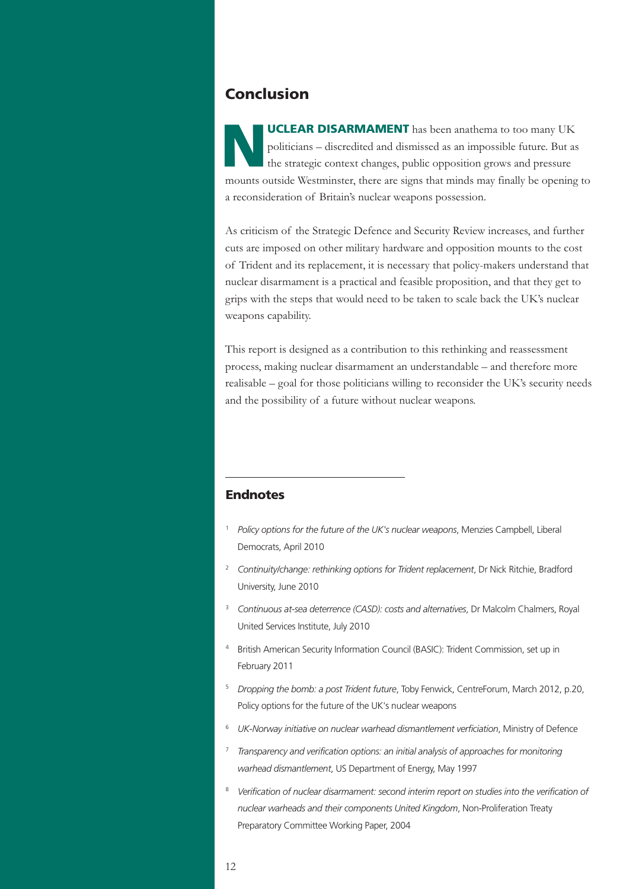## Conclusion

**NUCLEAR DISARMAMENT** has been anathema to too many UK politicians – discredited and dismissed as an impossible future. But as the strategic context changes, public opposition grows and pressure mounts outside Westminster, there are signs that minds may finally be opening to a reconsideration of Britain's nuclear weapons possession.

As criticism of the Strategic Defence and Security Review increases, and further cuts are imposed on other military hardware and opposition mounts to the cost of Trident and its replacement, it is necessary that policy-makers understand that nuclear disarmament is a practical and feasible proposition, and that they get to grips with the steps that would need to be taken to scale back the UK's nuclear weapons capability.

This report is designed as a contribution to this rethinking and reassessment process, making nuclear disarmament an understandable – and therefore more realisable – goal for those politicians willing to reconsider the UK's security needs and the possibility of a future without nuclear weapons.

---

## Endnotes

1. *Policy options for the future of the UK's nuclear weapons*, Menzies Campbell, Liberal Democrats, April 2010
2. *Continuity/change: rethinking options for Trident replacement*, Dr Nick Ritchie, Bradford University, June 2010
3. *Continuous at-sea deterrence (CASD): costs and alternatives*, Dr Malcolm Chalmers, Royal United Services Institute, July 2010
4. British American Security Information Council (BASIC): Trident Commission, set up in February 2011
5. *Dropping the bomb: a post Trident future*, Toby Fenwick, CentreForum, March 2012, p.20, Policy options for the future of the UK's nuclear weapons
6. *UK-Norway initiative on nuclear warhead dismantlement verficiation*, Ministry of Defence
7. *Transparency and verification options: an initial analysis of approaches for monitoring warhead dismantlement*, US Department of Energy, May 1997
8. *Verification of nuclear disarmament: second interim report on studies into the verification of nuclear warheads and their components United Kingdom*, Non-Proliferation Treaty Preparatory Committee Working Paper, 2004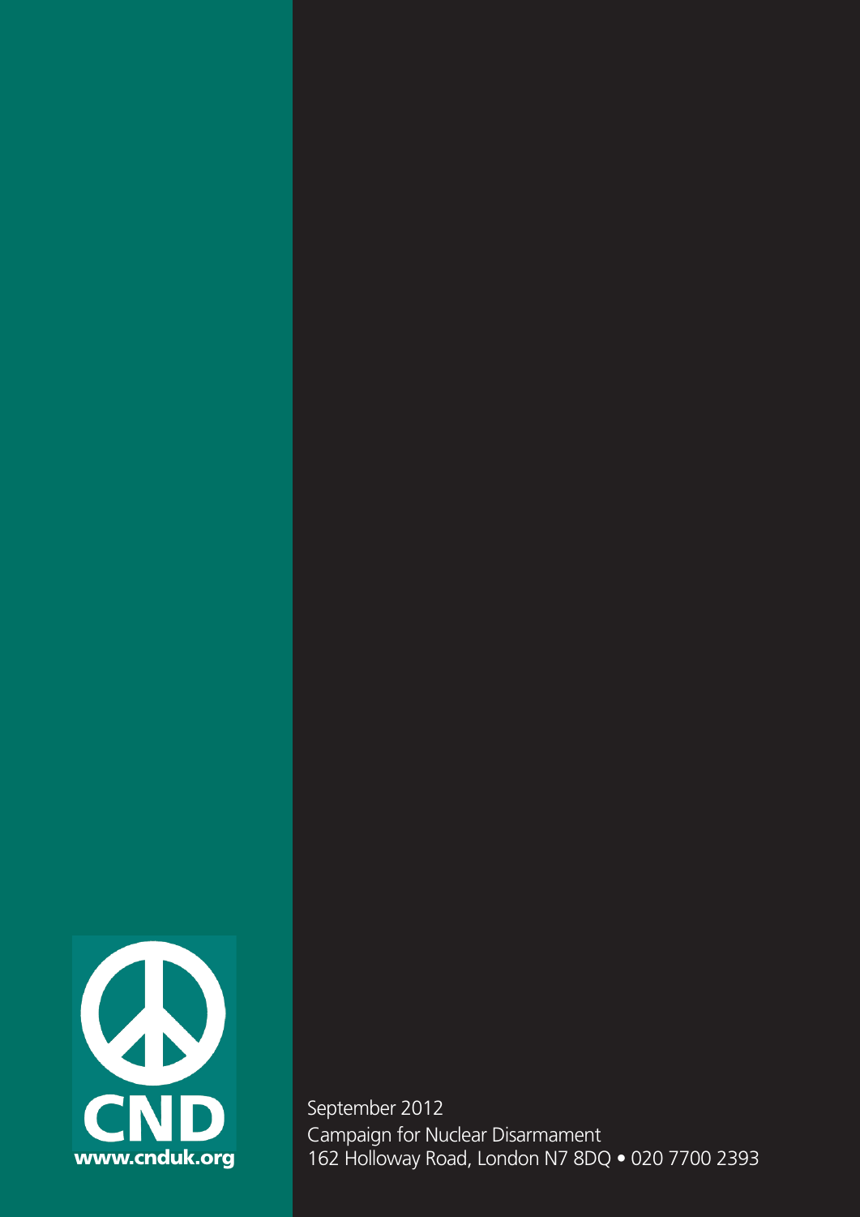CND

www.cnduk.org

September 2012
Campaign for Nuclear Disarmament
162 Holloway Road, London N7 8DQ • 020 7700 2393